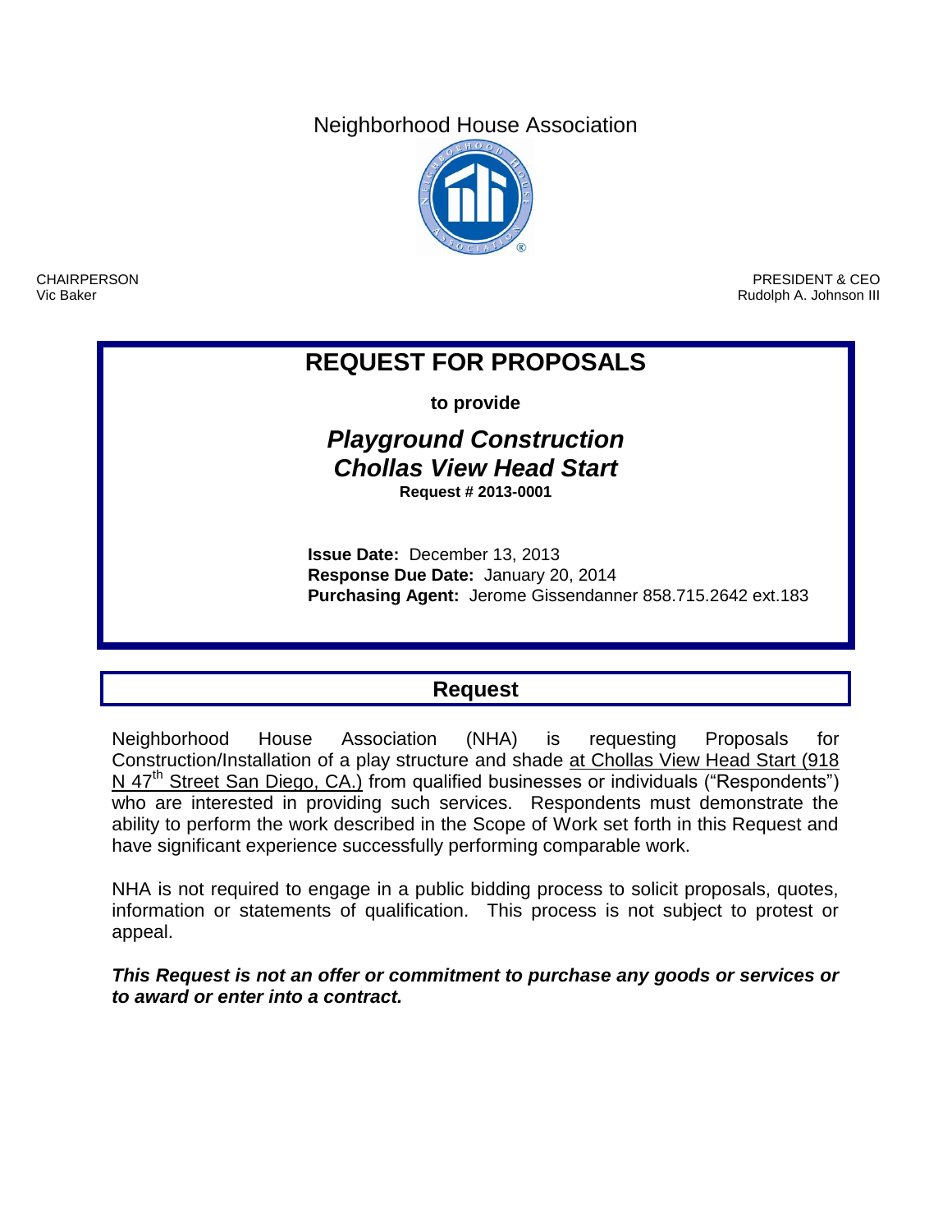# Neighborhood House Association

CHAIRPERSON
Vic Baker

PRESIDENT & CEO
Rudolph A. Johnson III

## REQUEST FOR PROPOSALS

**to provide**

### *Playground Construction*
### *Chollas View Head Start*

**Request # 2013-0001**

**Issue Date:** December 13, 2013
**Response Due Date:** January 20, 2014
**Purchasing Agent:** Jerome Gissendanner 858.715.2642 ext.183

## Request

Neighborhood House Association (NHA) is requesting Proposals for Construction/Installation of a play structure and shade at Chollas View Head Start (918 N 47th Street San Diego, CA.) from qualified businesses or individuals ("Respondents") who are interested in providing such services. Respondents must demonstrate the ability to perform the work described in the Scope of Work set forth in this Request and have significant experience successfully performing comparable work.

NHA is not required to engage in a public bidding process to solicit proposals, quotes, information or statements of qualification. This process is not subject to protest or appeal.

***This Request is not an offer or commitment to purchase any goods or services or to award or enter into a contract.***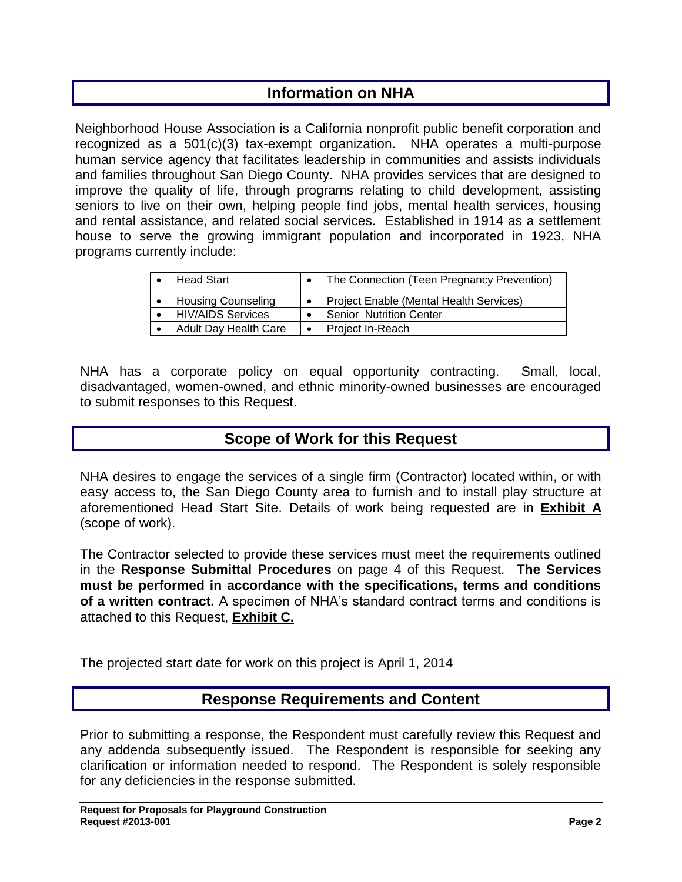## Information on NHA

Neighborhood House Association is a California nonprofit public benefit corporation and recognized as a 501(c)(3) tax-exempt organization. NHA operates a multi-purpose human service agency that facilitates leadership in communities and assists individuals and families throughout San Diego County. NHA provides services that are designed to improve the quality of life, through programs relating to child development, assisting seniors to live on their own, helping people find jobs, mental health services, housing and rental assistance, and related social services. Established in 1914 as a settlement house to serve the growing immigrant population and incorporated in 1923, NHA programs currently include:

| | |
|---|---|
| • Head Start | • The Connection (Teen Pregnancy Prevention) |
| • Housing Counseling | • Project Enable (Mental Health Services) |
| • HIV/AIDS Services | • Senior Nutrition Center |
| • Adult Day Health Care | • Project In-Reach |

NHA has a corporate policy on equal opportunity contracting. Small, local, disadvantaged, women-owned, and ethnic minority-owned businesses are encouraged to submit responses to this Request.

## Scope of Work for this Request

NHA desires to engage the services of a single firm (Contractor) located within, or with easy access to, the San Diego County area to furnish and to install play structure at aforementioned Head Start Site. Details of work being requested are in **Exhibit A** (scope of work).

The Contractor selected to provide these services must meet the requirements outlined in the **Response Submittal Procedures** on page 4 of this Request. **The Services must be performed in accordance with the specifications, terms and conditions of a written contract.** A specimen of NHA's standard contract terms and conditions is attached to this Request, **Exhibit C.**

The projected start date for work on this project is April 1, 2014

## Response Requirements and Content

Prior to submitting a response, the Respondent must carefully review this Request and any addenda subsequently issued. The Respondent is responsible for seeking any clarification or information needed to respond. The Respondent is solely responsible for any deficiencies in the response submitted.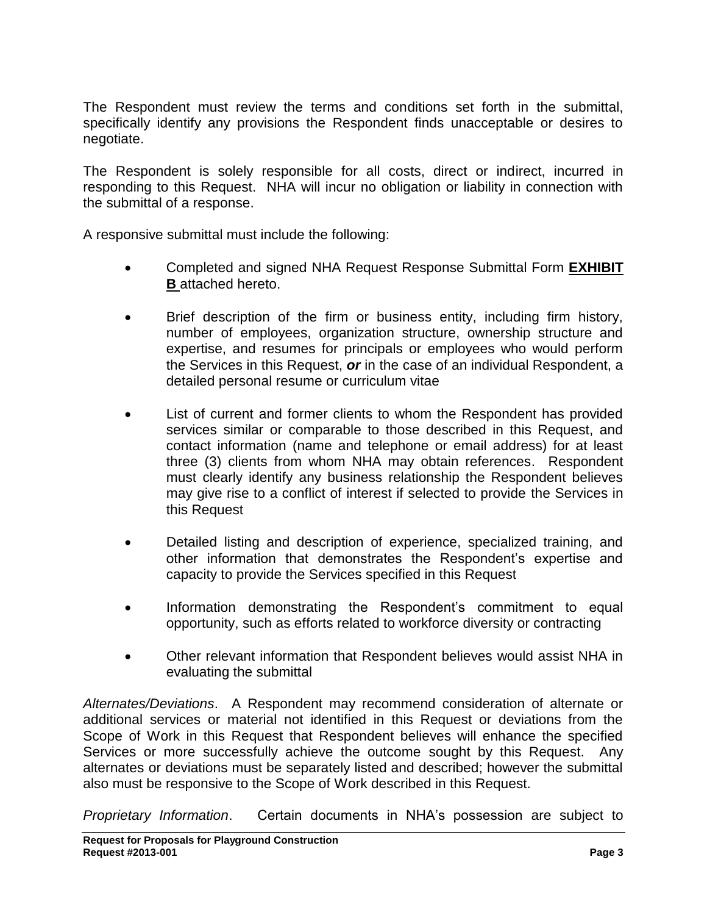The Respondent must review the terms and conditions set forth in the submittal, specifically identify any provisions the Respondent finds unacceptable or desires to negotiate.

The Respondent is solely responsible for all costs, direct or indirect, incurred in responding to this Request. NHA will incur no obligation or liability in connection with the submittal of a response.

A responsive submittal must include the following:

- Completed and signed NHA Request Response Submittal Form **EXHIBIT B** attached hereto.
- Brief description of the firm or business entity, including firm history, number of employees, organization structure, ownership structure and expertise, and resumes for principals or employees who would perform the Services in this Request, ***or*** in the case of an individual Respondent, a detailed personal resume or curriculum vitae
- List of current and former clients to whom the Respondent has provided services similar or comparable to those described in this Request, and contact information (name and telephone or email address) for at least three (3) clients from whom NHA may obtain references. Respondent must clearly identify any business relationship the Respondent believes may give rise to a conflict of interest if selected to provide the Services in this Request
- Detailed listing and description of experience, specialized training, and other information that demonstrates the Respondent's expertise and capacity to provide the Services specified in this Request
- Information demonstrating the Respondent's commitment to equal opportunity, such as efforts related to workforce diversity or contracting
- Other relevant information that Respondent believes would assist NHA in evaluating the submittal

*Alternates/Deviations*. A Respondent may recommend consideration of alternate or additional services or material not identified in this Request or deviations from the Scope of Work in this Request that Respondent believes will enhance the specified Services or more successfully achieve the outcome sought by this Request. Any alternates or deviations must be separately listed and described; however the submittal also must be responsive to the Scope of Work described in this Request.

*Proprietary Information*. Certain documents in NHA's possession are subject to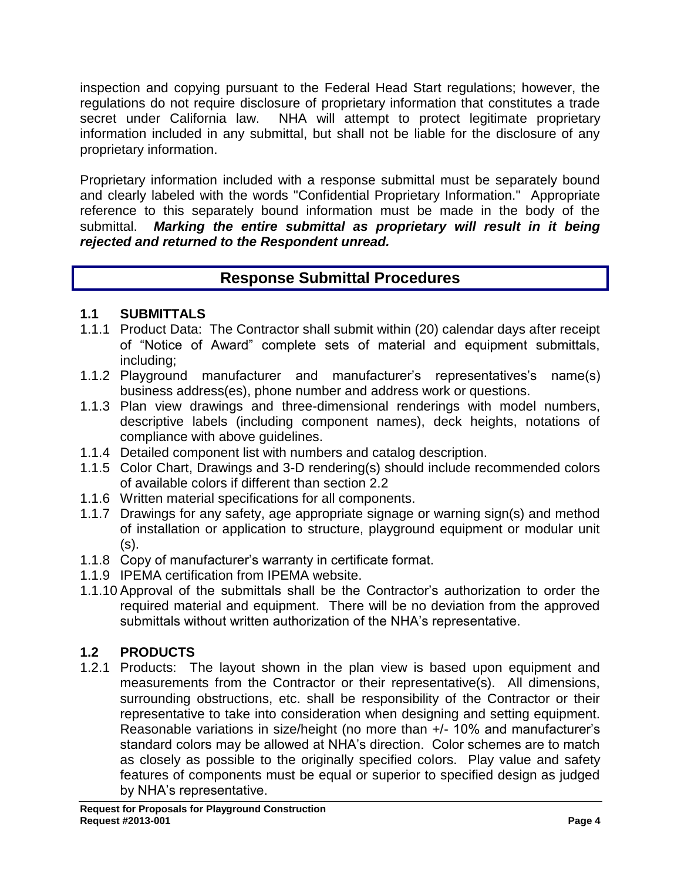inspection and copying pursuant to the Federal Head Start regulations; however, the regulations do not require disclosure of proprietary information that constitutes a trade secret under California law. NHA will attempt to protect legitimate proprietary information included in any submittal, but shall not be liable for the disclosure of any proprietary information.

Proprietary information included with a response submittal must be separately bound and clearly labeled with the words "Confidential Proprietary Information." Appropriate reference to this separately bound information must be made in the body of the submittal. ***Marking the entire submittal as proprietary will result in it being rejected and returned to the Respondent unread.***

## Response Submittal Procedures

### 1.1 SUBMITTALS

1.1.1 Product Data: The Contractor shall submit within (20) calendar days after receipt of "Notice of Award" complete sets of material and equipment submittals, including;

1.1.2 Playground manufacturer and manufacturer's representatives's name(s) business address(es), phone number and address work or questions.

1.1.3 Plan view drawings and three-dimensional renderings with model numbers, descriptive labels (including component names), deck heights, notations of compliance with above guidelines.

1.1.4 Detailed component list with numbers and catalog description.

1.1.5 Color Chart, Drawings and 3-D rendering(s) should include recommended colors of available colors if different than section 2.2

1.1.6 Written material specifications for all components.

1.1.7 Drawings for any safety, age appropriate signage or warning sign(s) and method of installation or application to structure, playground equipment or modular unit (s).

1.1.8 Copy of manufacturer's warranty in certificate format.

1.1.9 IPEMA certification from IPEMA website.

1.1.10 Approval of the submittals shall be the Contractor's authorization to order the required material and equipment. There will be no deviation from the approved submittals without written authorization of the NHA's representative.

### 1.2 PRODUCTS

1.2.1 Products: The layout shown in the plan view is based upon equipment and measurements from the Contractor or their representative(s). All dimensions, surrounding obstructions, etc. shall be responsibility of the Contractor or their representative to take into consideration when designing and setting equipment. Reasonable variations in size/height (no more than +/- 10% and manufacturer's standard colors may be allowed at NHA's direction. Color schemes are to match as closely as possible to the originally specified colors. Play value and safety features of components must be equal or superior to specified design as judged by NHA's representative.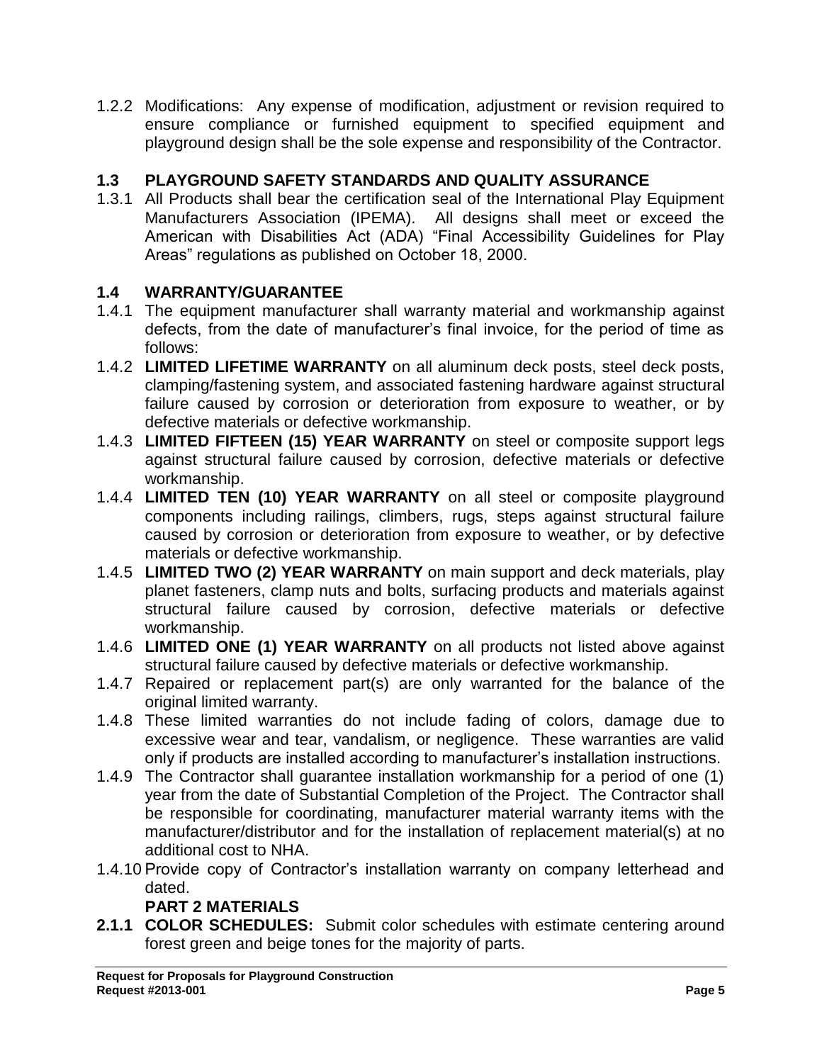1.2.2 Modifications: Any expense of modification, adjustment or revision required to ensure compliance or furnished equipment to specified equipment and playground design shall be the sole expense and responsibility of the Contractor.

## 1.3 PLAYGROUND SAFETY STANDARDS AND QUALITY ASSURANCE

1.3.1 All Products shall bear the certification seal of the International Play Equipment Manufacturers Association (IPEMA). All designs shall meet or exceed the American with Disabilities Act (ADA) "Final Accessibility Guidelines for Play Areas" regulations as published on October 18, 2000.

## 1.4 WARRANTY/GUARANTEE

1.4.1 The equipment manufacturer shall warranty material and workmanship against defects, from the date of manufacturer's final invoice, for the period of time as follows:

1.4.2 **LIMITED LIFETIME WARRANTY** on all aluminum deck posts, steel deck posts, clamping/fastening system, and associated fastening hardware against structural failure caused by corrosion or deterioration from exposure to weather, or by defective materials or defective workmanship.

1.4.3 **LIMITED FIFTEEN (15) YEAR WARRANTY** on steel or composite support legs against structural failure caused by corrosion, defective materials or defective workmanship.

1.4.4 **LIMITED TEN (10) YEAR WARRANTY** on all steel or composite playground components including railings, climbers, rugs, steps against structural failure caused by corrosion or deterioration from exposure to weather, or by defective materials or defective workmanship.

1.4.5 **LIMITED TWO (2) YEAR WARRANTY** on main support and deck materials, play planet fasteners, clamp nuts and bolts, surfacing products and materials against structural failure caused by corrosion, defective materials or defective workmanship.

1.4.6 **LIMITED ONE (1) YEAR WARRANTY** on all products not listed above against structural failure caused by defective materials or defective workmanship.

1.4.7 Repaired or replacement part(s) are only warranted for the balance of the original limited warranty.

1.4.8 These limited warranties do not include fading of colors, damage due to excessive wear and tear, vandalism, or negligence. These warranties are valid only if products are installed according to manufacturer's installation instructions.

1.4.9 The Contractor shall guarantee installation workmanship for a period of one (1) year from the date of Substantial Completion of the Project. The Contractor shall be responsible for coordinating, manufacturer material warranty items with the manufacturer/distributor and for the installation of replacement material(s) at no additional cost to NHA.

1.4.10 Provide copy of Contractor's installation warranty on company letterhead and dated.

# PART 2 MATERIALS

**2.1.1 COLOR SCHEDULES:** Submit color schedules with estimate centering around forest green and beige tones for the majority of parts.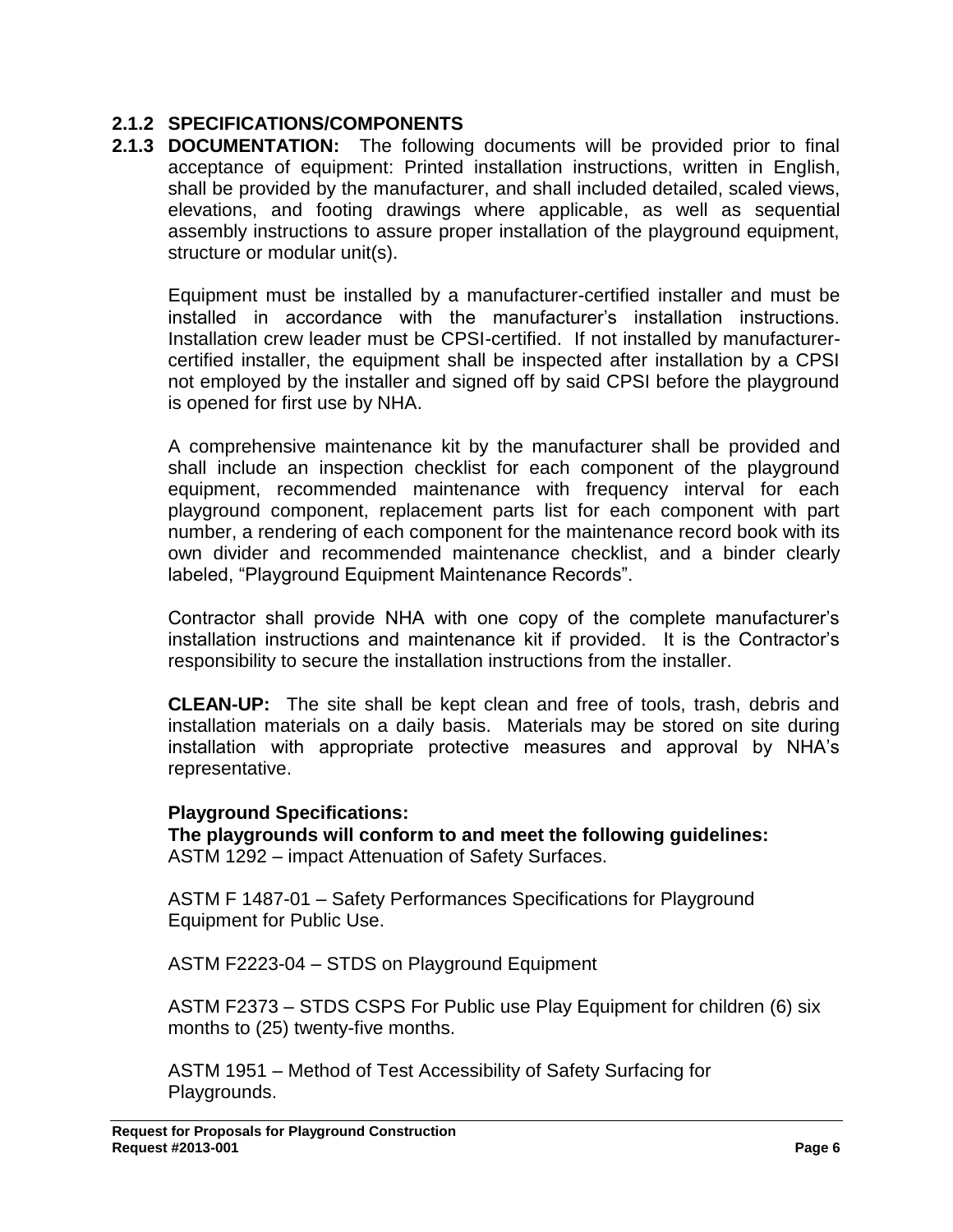### 2.1.2 SPECIFICATIONS/COMPONENTS

### 2.1.3 DOCUMENTATION:

The following documents will be provided prior to final acceptance of equipment: Printed installation instructions, written in English, shall be provided by the manufacturer, and shall included detailed, scaled views, elevations, and footing drawings where applicable, as well as sequential assembly instructions to assure proper installation of the playground equipment, structure or modular unit(s).

Equipment must be installed by a manufacturer-certified installer and must be installed in accordance with the manufacturer's installation instructions. Installation crew leader must be CPSI-certified. If not installed by manufacturer-certified installer, the equipment shall be inspected after installation by a CPSI not employed by the installer and signed off by said CPSI before the playground is opened for first use by NHA.

A comprehensive maintenance kit by the manufacturer shall be provided and shall include an inspection checklist for each component of the playground equipment, recommended maintenance with frequency interval for each playground component, replacement parts list for each component with part number, a rendering of each component for the maintenance record book with its own divider and recommended maintenance checklist, and a binder clearly labeled, "Playground Equipment Maintenance Records".

Contractor shall provide NHA with one copy of the complete manufacturer's installation instructions and maintenance kit if provided. It is the Contractor's responsibility to secure the installation instructions from the installer.

**CLEAN-UP:** The site shall be kept clean and free of tools, trash, debris and installation materials on a daily basis. Materials may be stored on site during installation with appropriate protective measures and approval by NHA's representative.

**Playground Specifications:**
**The playgrounds will conform to and meet the following guidelines:**
ASTM 1292 – impact Attenuation of Safety Surfaces.

ASTM F 1487-01 – Safety Performances Specifications for Playground Equipment for Public Use.

ASTM F2223-04 – STDS on Playground Equipment

ASTM F2373 – STDS CSPS For Public use Play Equipment for children (6) six months to (25) twenty-five months.

ASTM 1951 – Method of Test Accessibility of Safety Surfacing for Playgrounds.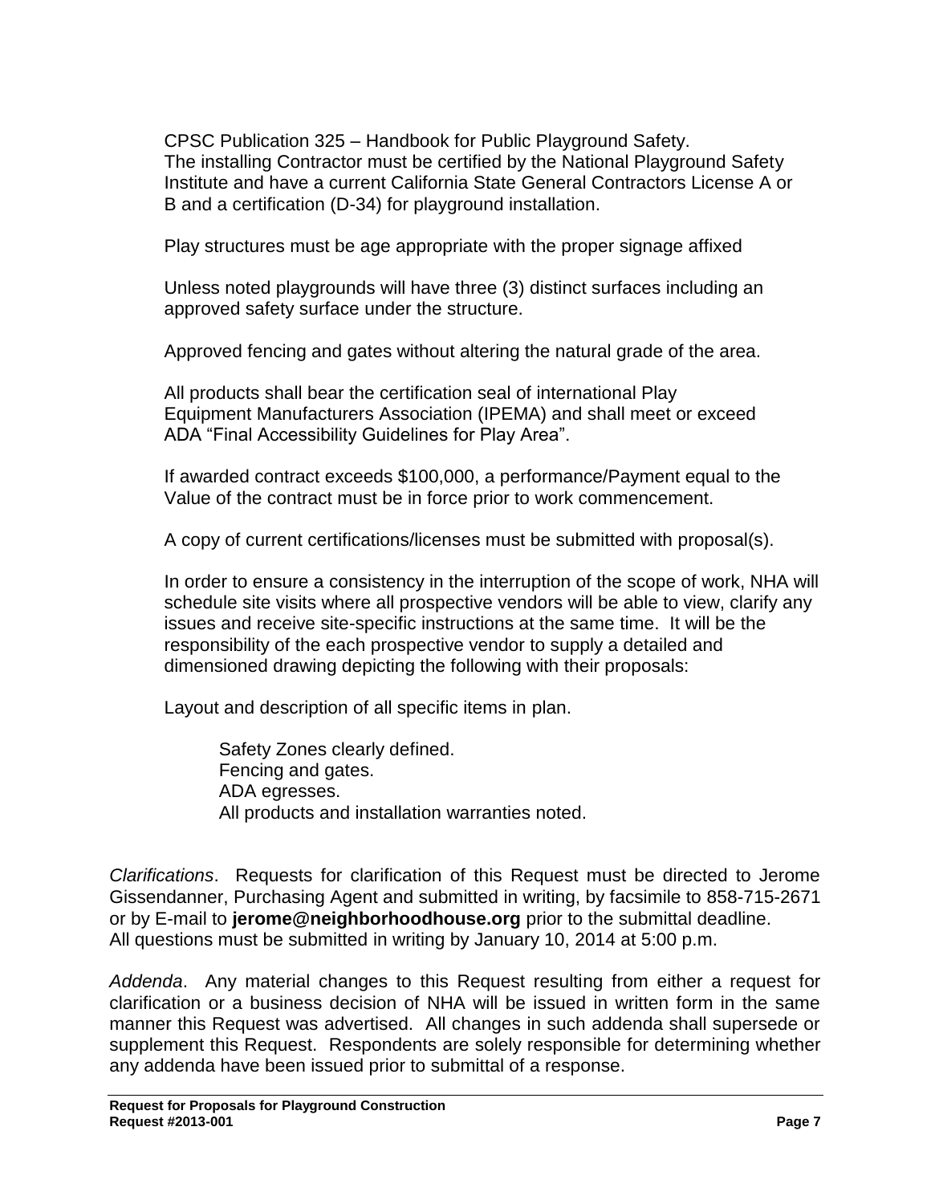CPSC Publication 325 – Handbook for Public Playground Safety.
The installing Contractor must be certified by the National Playground Safety Institute and have a current California State General Contractors License A or B and a certification (D-34) for playground installation.

Play structures must be age appropriate with the proper signage affixed

Unless noted playgrounds will have three (3) distinct surfaces including an approved safety surface under the structure.

Approved fencing and gates without altering the natural grade of the area.

All products shall bear the certification seal of international Play Equipment Manufacturers Association (IPEMA) and shall meet or exceed ADA "Final Accessibility Guidelines for Play Area".

If awarded contract exceeds $100,000, a performance/Payment equal to the Value of the contract must be in force prior to work commencement.

A copy of current certifications/licenses must be submitted with proposal(s).

In order to ensure a consistency in the interruption of the scope of work, NHA will schedule site visits where all prospective vendors will be able to view, clarify any issues and receive site-specific instructions at the same time. It will be the responsibility of the each prospective vendor to supply a detailed and dimensioned drawing depicting the following with their proposals:

Layout and description of all specific items in plan.

Safety Zones clearly defined.
Fencing and gates.
ADA egresses.
All products and installation warranties noted.

*Clarifications*. Requests for clarification of this Request must be directed to Jerome Gissendanner, Purchasing Agent and submitted in writing, by facsimile to 858-715-2671 or by E-mail to **jerome@neighborhoodhouse.org** prior to the submittal deadline.
All questions must be submitted in writing by January 10, 2014 at 5:00 p.m.

*Addenda*. Any material changes to this Request resulting from either a request for clarification or a business decision of NHA will be issued in written form in the same manner this Request was advertised. All changes in such addenda shall supersede or supplement this Request. Respondents are solely responsible for determining whether any addenda have been issued prior to submittal of a response.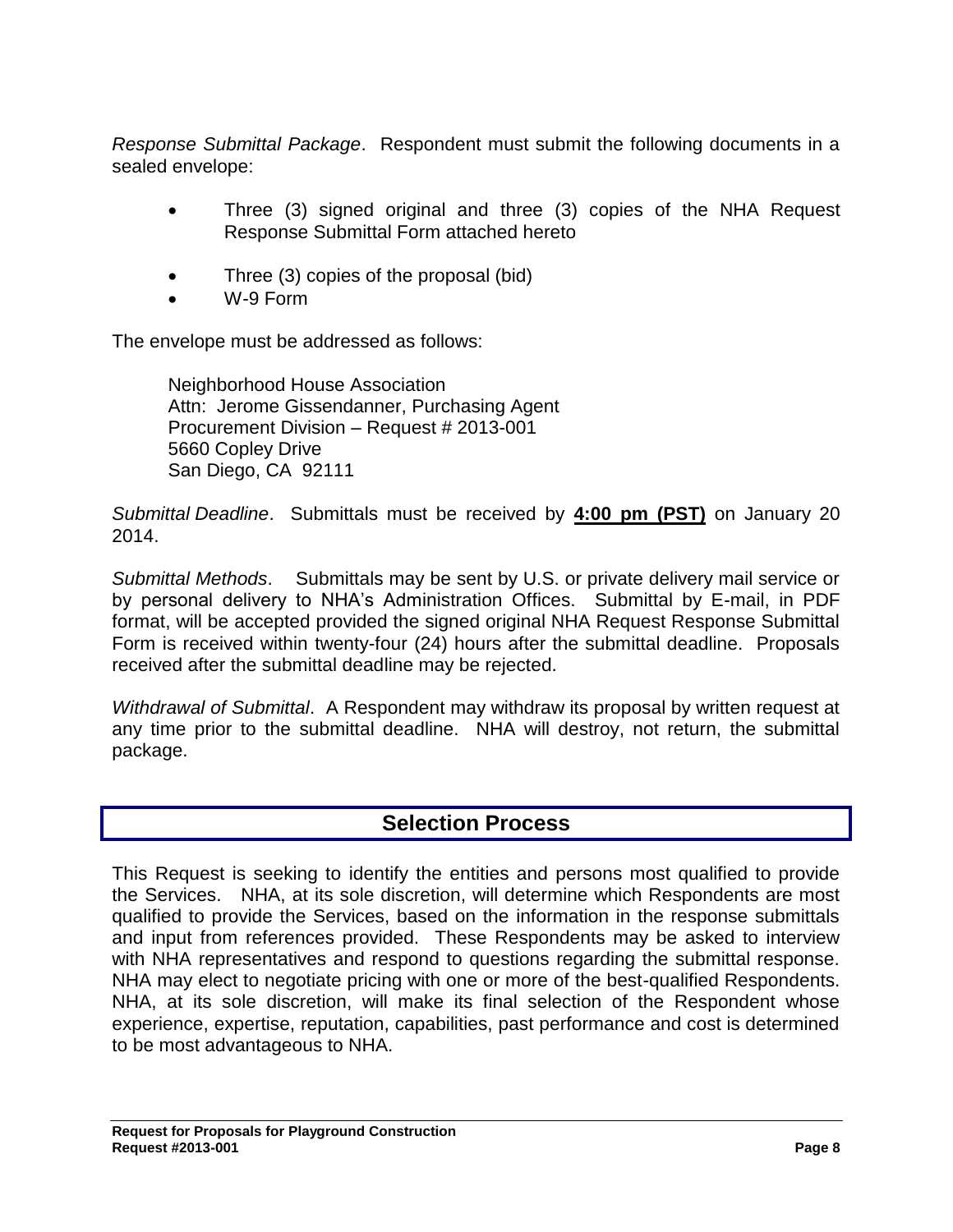*Response Submittal Package*. Respondent must submit the following documents in a sealed envelope:

- Three (3) signed original and three (3) copies of the NHA Request Response Submittal Form attached hereto
- Three (3) copies of the proposal (bid)
- W-9 Form

The envelope must be addressed as follows:

Neighborhood House Association
Attn: Jerome Gissendanner, Purchasing Agent
Procurement Division – Request # 2013-001
5660 Copley Drive
San Diego, CA 92111

*Submittal Deadline*. Submittals must be received by **4:00 pm (PST)** on January 20 2014.

*Submittal Methods*. Submittals may be sent by U.S. or private delivery mail service or by personal delivery to NHA's Administration Offices. Submittal by E-mail, in PDF format, will be accepted provided the signed original NHA Request Response Submittal Form is received within twenty-four (24) hours after the submittal deadline. Proposals received after the submittal deadline may be rejected.

*Withdrawal of Submittal*. A Respondent may withdraw its proposal by written request at any time prior to the submittal deadline. NHA will destroy, not return, the submittal package.

## Selection Process

This Request is seeking to identify the entities and persons most qualified to provide the Services. NHA, at its sole discretion, will determine which Respondents are most qualified to provide the Services, based on the information in the response submittals and input from references provided. These Respondents may be asked to interview with NHA representatives and respond to questions regarding the submittal response. NHA may elect to negotiate pricing with one or more of the best-qualified Respondents. NHA, at its sole discretion, will make its final selection of the Respondent whose experience, expertise, reputation, capabilities, past performance and cost is determined to be most advantageous to NHA.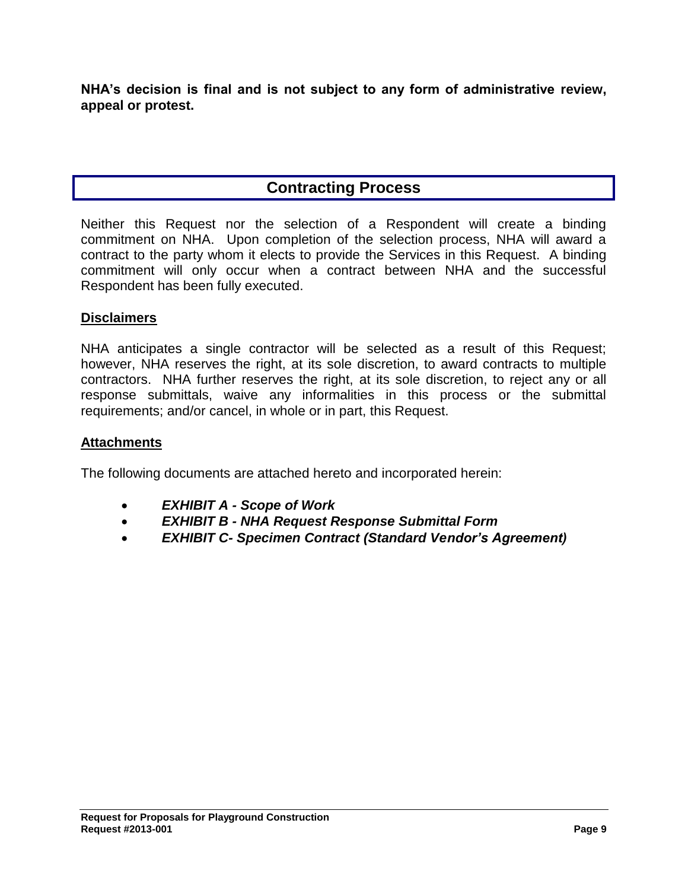**NHA's decision is final and is not subject to any form of administrative review, appeal or protest.**

## Contracting Process

Neither this Request nor the selection of a Respondent will create a binding commitment on NHA. Upon completion of the selection process, NHA will award a contract to the party whom it elects to provide the Services in this Request. A binding commitment will only occur when a contract between NHA and the successful Respondent has been fully executed.

### Disclaimers

NHA anticipates a single contractor will be selected as a result of this Request; however, NHA reserves the right, at its sole discretion, to award contracts to multiple contractors. NHA further reserves the right, at its sole discretion, to reject any or all response submittals, waive any informalities in this process or the submittal requirements; and/or cancel, in whole or in part, this Request.

### Attachments

The following documents are attached hereto and incorporated herein:

- ***EXHIBIT A - Scope of Work***
- ***EXHIBIT B - NHA Request Response Submittal Form***
- ***EXHIBIT C- Specimen Contract (Standard Vendor's Agreement)***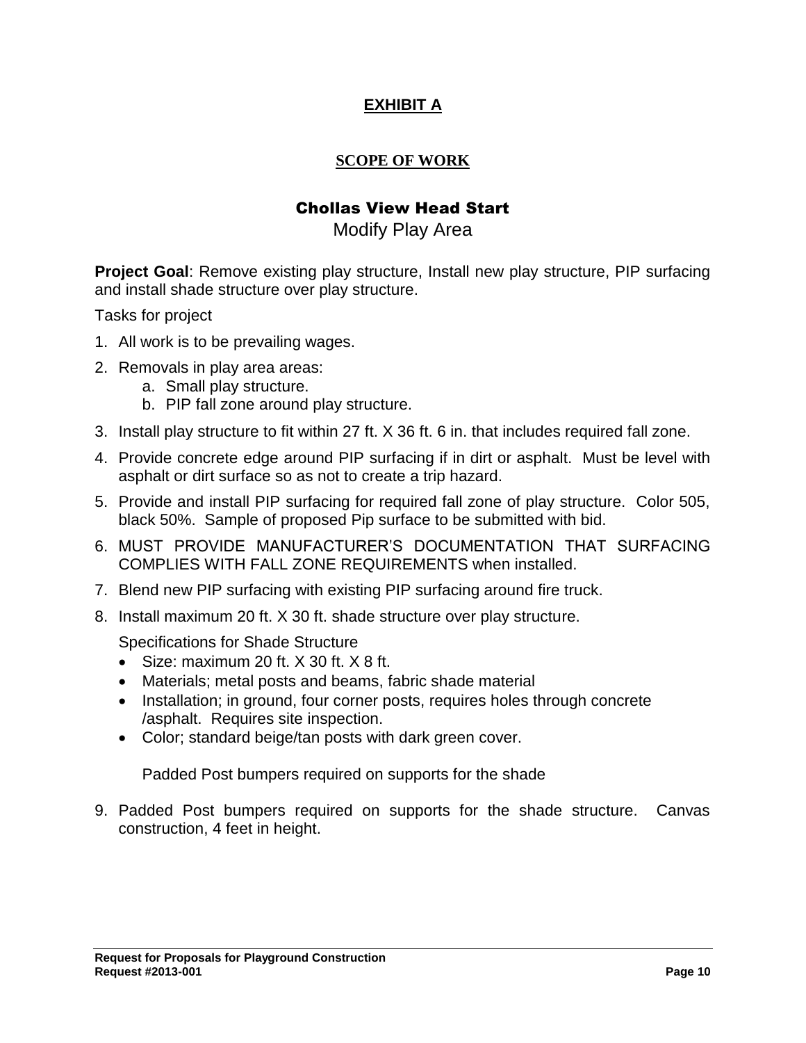# EXHIBIT A

## SCOPE OF WORK

### Chollas View Head Start

Modify Play Area

**Project Goal**: Remove existing play structure, Install new play structure, PIP surfacing and install shade structure over play structure.

Tasks for project

1. All work is to be prevailing wages.
2. Removals in play area areas:
   a. Small play structure.
   b. PIP fall zone around play structure.
3. Install play structure to fit within 27 ft. X 36 ft. 6 in. that includes required fall zone.
4. Provide concrete edge around PIP surfacing if in dirt or asphalt. Must be level with asphalt or dirt surface so as not to create a trip hazard.
5. Provide and install PIP surfacing for required fall zone of play structure. Color 505, black 50%. Sample of proposed Pip surface to be submitted with bid.
6. MUST PROVIDE MANUFACTURER'S DOCUMENTATION THAT SURFACING COMPLIES WITH FALL ZONE REQUIREMENTS when installed.
7. Blend new PIP surfacing with existing PIP surfacing around fire truck.
8. Install maximum 20 ft. X 30 ft. shade structure over play structure.

   Specifications for Shade Structure

   - Size: maximum 20 ft. X 30 ft. X 8 ft.
   - Materials; metal posts and beams, fabric shade material
   - Installation; in ground, four corner posts, requires holes through concrete /asphalt. Requires site inspection.
   - Color; standard beige/tan posts with dark green cover.

   Padded Post bumpers required on supports for the shade

9. Padded Post bumpers required on supports for the shade structure. Canvas construction, 4 feet in height.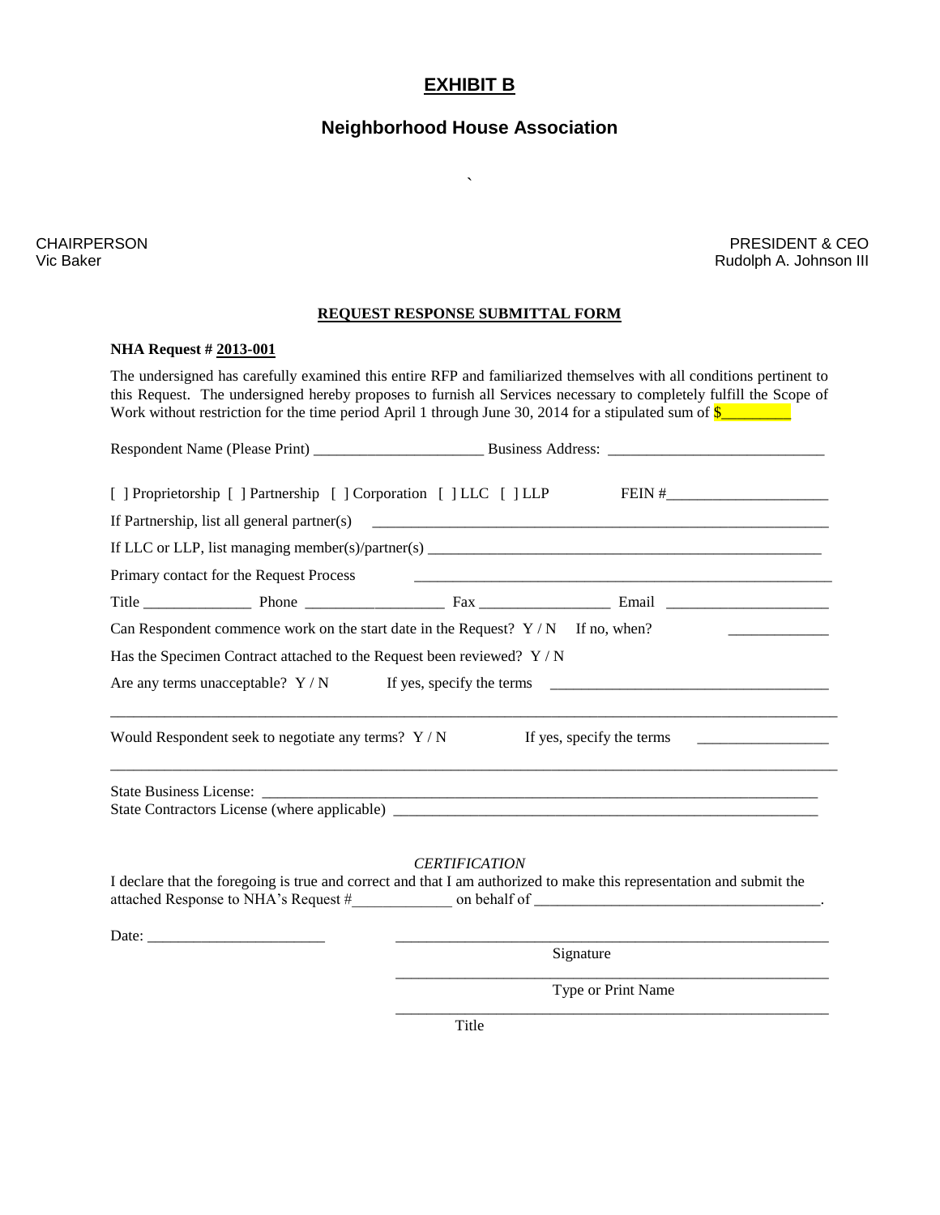# EXHIBIT B

## Neighborhood House Association

`

CHAIRPERSON
Vic Baker

PRESIDENT & CEO
Rudolph A. Johnson III

**REQUEST RESPONSE SUBMITTAL FORM**

**NHA Request # 2013-001**

The undersigned has carefully examined this entire RFP and familiarized themselves with all conditions pertinent to this Request. The undersigned hereby proposes to furnish all Services necessary to completely fulfill the Scope of Work without restriction for the time period April 1 through June 30, 2014 for a stipulated sum of $_________

Respondent Name (Please Print) ______________________ Business Address: ____________________________

[ ] Proprietorship [ ] Partnership [ ] Corporation [ ] LLC [ ] LLP FEIN #_____________________

If Partnership, list all general partner(s) ____________________________________________________________

If LLC or LLP, list managing member(s)/partner(s) ______________________________________________________

Primary contact for the Request Process ______________________________________________________

Title ______________ Phone __________________ Fax _________________ Email _____________________

Can Respondent commence work on the start date in the Request? Y / N If no, when? _____________

Has the Specimen Contract attached to the Request been reviewed? Y / N

Are any terms unacceptable? Y / N If yes, specify the terms ____________________________________

_____________________________________________________________________________________________

Would Respondent seek to negotiate any terms? Y / N If yes, specify the terms _________________

_____________________________________________________________________________________________

State Business License: _____________________________________________________________________________

State Contractors License (where applicable) _________________________________________________________

*CERTIFICATION*

I declare that the foregoing is true and correct and that I am authorized to make this representation and submit the attached Response to NHA's Request #_____________ on behalf of ______________________________________.

Date: _______________________ ____________________________________________________________

Signature

____________________________________________________________

Type or Print Name

____________________________________________________________

Title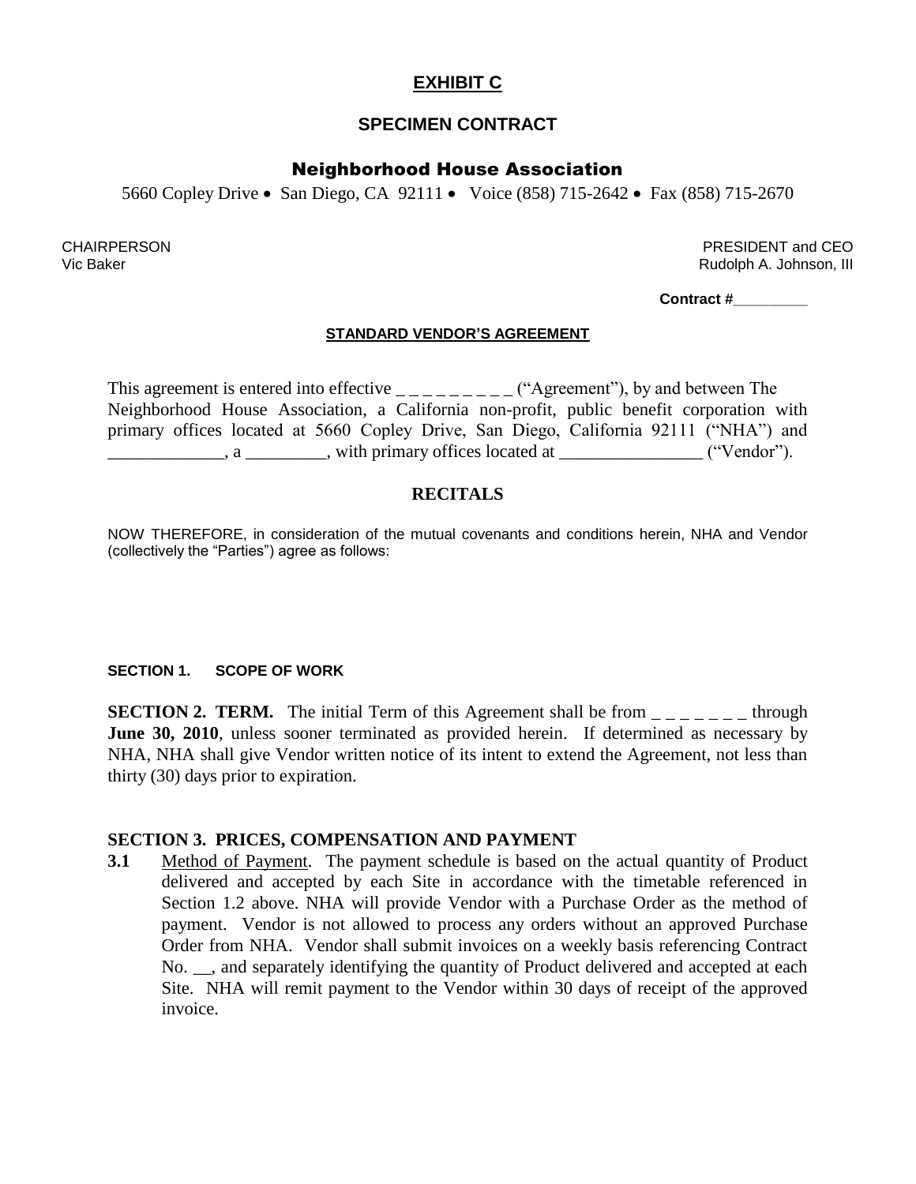# EXHIBIT C

## SPECIMEN CONTRACT

### Neighborhood House Association

5660 Copley Drive • San Diego, CA 92111 • Voice (858) 715-2642 • Fax (858) 715-2670

CHAIRPERSON
Vic Baker

PRESIDENT and CEO
Rudolph A. Johnson, III

**Contract #_________**

**STANDARD VENDOR'S AGREEMENT**

This agreement is entered into effective _ _ _ _ _ _ _ _ _ ("Agreement"), by and between The Neighborhood House Association, a California non-profit, public benefit corporation with primary offices located at 5660 Copley Drive, San Diego, California 92111 ("NHA") and _____________, a _________, with primary offices located at ________________ ("Vendor").

## RECITALS

NOW THEREFORE, in consideration of the mutual covenants and conditions herein, NHA and Vendor (collectively the "Parties") agree as follows:

**SECTION 1. SCOPE OF WORK**

**SECTION 2. TERM.** The initial Term of this Agreement shall be from _ _ _ _ _ _ _ through **June 30, 2010**, unless sooner terminated as provided herein. If determined as necessary by NHA, NHA shall give Vendor written notice of its intent to extend the Agreement, not less than thirty (30) days prior to expiration.

**SECTION 3. PRICES, COMPENSATION AND PAYMENT**

**3.1** Method of Payment. The payment schedule is based on the actual quantity of Product delivered and accepted by each Site in accordance with the timetable referenced in Section 1.2 above. NHA will provide Vendor with a Purchase Order as the method of payment. Vendor is not allowed to process any orders without an approved Purchase Order from NHA. Vendor shall submit invoices on a weekly basis referencing Contract No. __, and separately identifying the quantity of Product delivered and accepted at each Site. NHA will remit payment to the Vendor within 30 days of receipt of the approved invoice.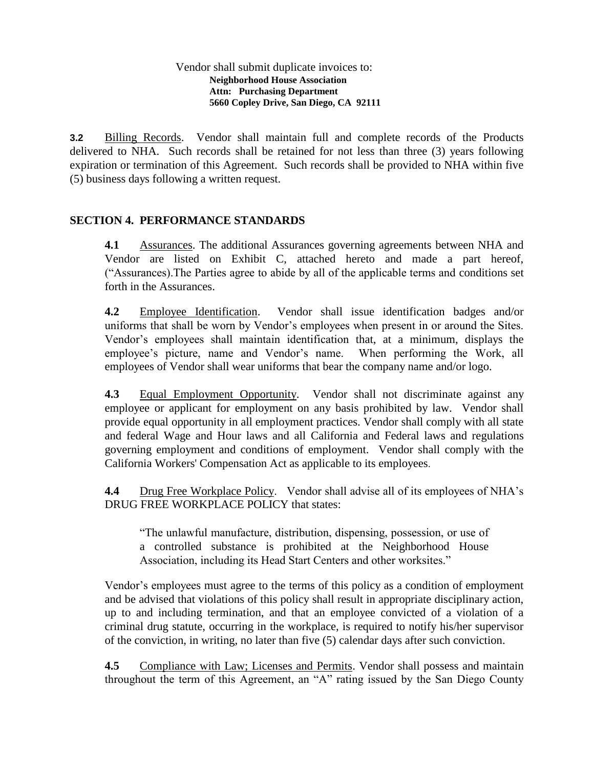Vendor shall submit duplicate invoices to:

**Neighborhood House Association**
**Attn: Purchasing Department**
**5660 Copley Drive, San Diego, CA 92111**

**3.2** Billing Records. Vendor shall maintain full and complete records of the Products delivered to NHA. Such records shall be retained for not less than three (3) years following expiration or termination of this Agreement. Such records shall be provided to NHA within five (5) business days following a written request.

## SECTION 4. PERFORMANCE STANDARDS

**4.1** Assurances. The additional Assurances governing agreements between NHA and Vendor are listed on Exhibit C, attached hereto and made a part hereof, ("Assurances).The Parties agree to abide by all of the applicable terms and conditions set forth in the Assurances.

**4.2** Employee Identification. Vendor shall issue identification badges and/or uniforms that shall be worn by Vendor's employees when present in or around the Sites. Vendor's employees shall maintain identification that, at a minimum, displays the employee's picture, name and Vendor's name. When performing the Work, all employees of Vendor shall wear uniforms that bear the company name and/or logo.

**4.3** Equal Employment Opportunity. Vendor shall not discriminate against any employee or applicant for employment on any basis prohibited by law. Vendor shall provide equal opportunity in all employment practices. Vendor shall comply with all state and federal Wage and Hour laws and all California and Federal laws and regulations governing employment and conditions of employment. Vendor shall comply with the California Workers' Compensation Act as applicable to its employees.

**4.4** Drug Free Workplace Policy. Vendor shall advise all of its employees of NHA's DRUG FREE WORKPLACE POLICY that states:

> "The unlawful manufacture, distribution, dispensing, possession, or use of a controlled substance is prohibited at the Neighborhood House Association, including its Head Start Centers and other worksites."

Vendor's employees must agree to the terms of this policy as a condition of employment and be advised that violations of this policy shall result in appropriate disciplinary action, up to and including termination, and that an employee convicted of a violation of a criminal drug statute, occurring in the workplace, is required to notify his/her supervisor of the conviction, in writing, no later than five (5) calendar days after such conviction.

**4.5** Compliance with Law; Licenses and Permits. Vendor shall possess and maintain throughout the term of this Agreement, an "A" rating issued by the San Diego County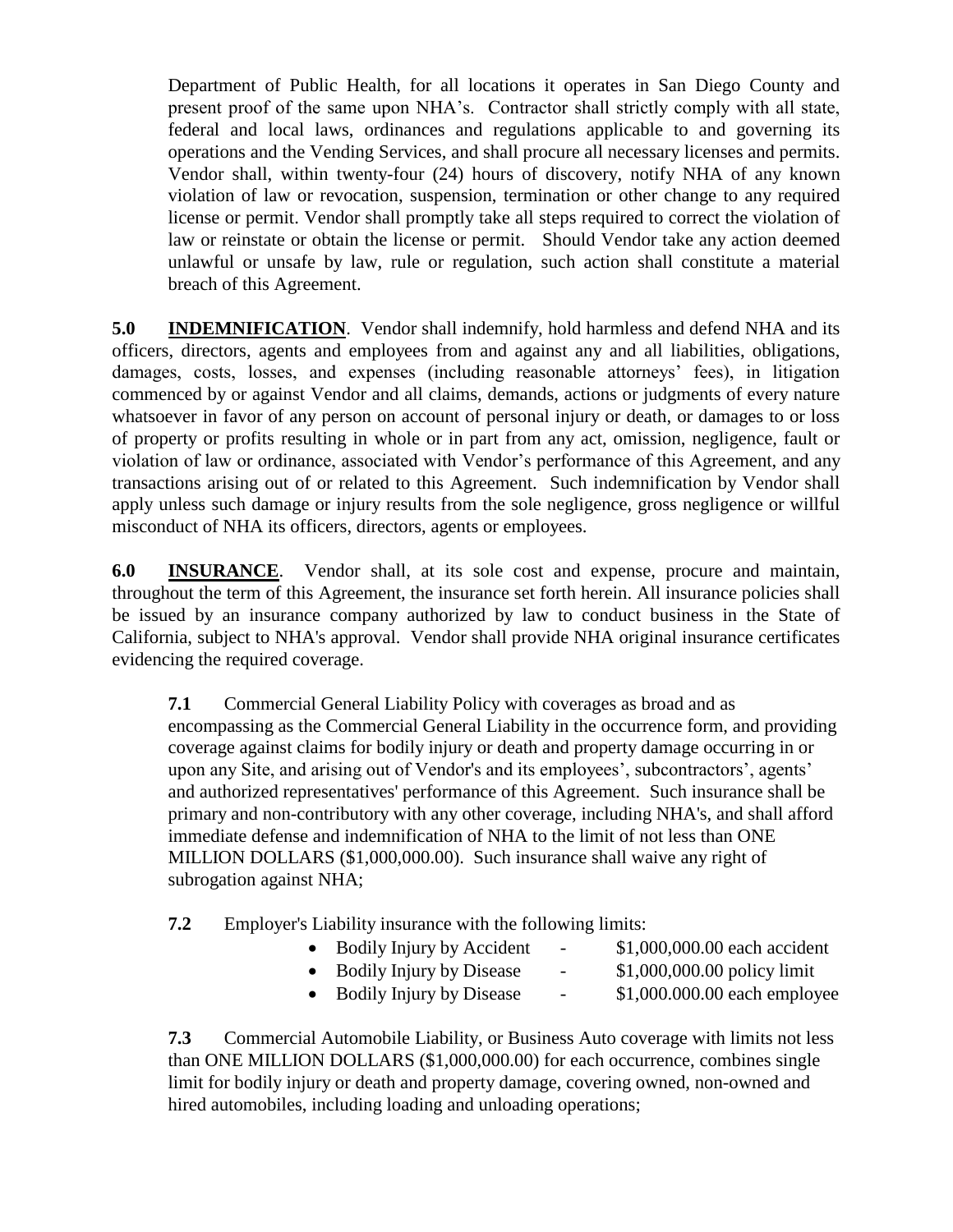Department of Public Health, for all locations it operates in San Diego County and present proof of the same upon NHA's. Contractor shall strictly comply with all state, federal and local laws, ordinances and regulations applicable to and governing its operations and the Vending Services, and shall procure all necessary licenses and permits. Vendor shall, within twenty-four (24) hours of discovery, notify NHA of any known violation of law or revocation, suspension, termination or other change to any required license or permit. Vendor shall promptly take all steps required to correct the violation of law or reinstate or obtain the license or permit. Should Vendor take any action deemed unlawful or unsafe by law, rule or regulation, such action shall constitute a material breach of this Agreement.

**5.0** **<u>INDEMNIFICATION</u>**. Vendor shall indemnify, hold harmless and defend NHA and its officers, directors, agents and employees from and against any and all liabilities, obligations, damages, costs, losses, and expenses (including reasonable attorneys' fees), in litigation commenced by or against Vendor and all claims, demands, actions or judgments of every nature whatsoever in favor of any person on account of personal injury or death, or damages to or loss of property or profits resulting in whole or in part from any act, omission, negligence, fault or violation of law or ordinance, associated with Vendor's performance of this Agreement, and any transactions arising out of or related to this Agreement. Such indemnification by Vendor shall apply unless such damage or injury results from the sole negligence, gross negligence or willful misconduct of NHA its officers, directors, agents or employees.

**6.0** **<u>INSURANCE</u>**. Vendor shall, at its sole cost and expense, procure and maintain, throughout the term of this Agreement, the insurance set forth herein. All insurance policies shall be issued by an insurance company authorized by law to conduct business in the State of California, subject to NHA's approval. Vendor shall provide NHA original insurance certificates evidencing the required coverage.

**7.1** Commercial General Liability Policy with coverages as broad and as encompassing as the Commercial General Liability in the occurrence form, and providing coverage against claims for bodily injury or death and property damage occurring in or upon any Site, and arising out of Vendor's and its employees', subcontractors', agents' and authorized representatives' performance of this Agreement. Such insurance shall be primary and non-contributory with any other coverage, including NHA's, and shall afford immediate defense and indemnification of NHA to the limit of not less than ONE MILLION DOLLARS ($1,000,000.00). Such insurance shall waive any right of subrogation against NHA;

**7.2** Employer's Liability insurance with the following limits:

- Bodily Injury by Accident - $1,000,000.00 each accident
- Bodily Injury by Disease - $1,000,000.00 policy limit
- Bodily Injury by Disease - $1,000.000.00 each employee

**7.3** Commercial Automobile Liability, or Business Auto coverage with limits not less than ONE MILLION DOLLARS ($1,000,000.00) for each occurrence, combines single limit for bodily injury or death and property damage, covering owned, non-owned and hired automobiles, including loading and unloading operations;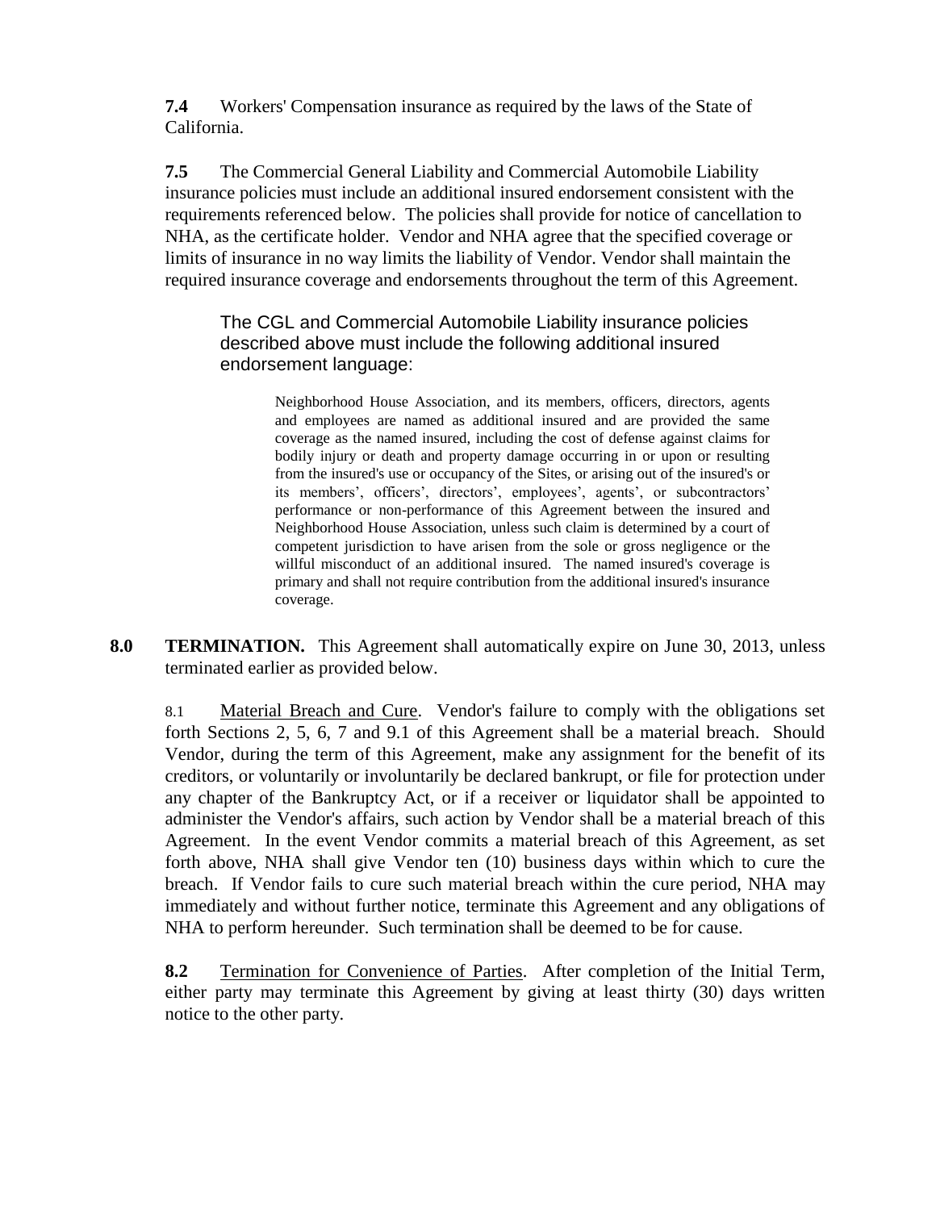**7.4** Workers' Compensation insurance as required by the laws of the State of California.

**7.5** The Commercial General Liability and Commercial Automobile Liability insurance policies must include an additional insured endorsement consistent with the requirements referenced below. The policies shall provide for notice of cancellation to NHA, as the certificate holder. Vendor and NHA agree that the specified coverage or limits of insurance in no way limits the liability of Vendor. Vendor shall maintain the required insurance coverage and endorsements throughout the term of this Agreement.

> The CGL and Commercial Automobile Liability insurance policies described above must include the following additional insured endorsement language:
>
> > Neighborhood House Association, and its members, officers, directors, agents and employees are named as additional insured and are provided the same coverage as the named insured, including the cost of defense against claims for bodily injury or death and property damage occurring in or upon or resulting from the insured's use or occupancy of the Sites, or arising out of the insured's or its members', officers', directors', employees', agents', or subcontractors' performance or non-performance of this Agreement between the insured and Neighborhood House Association, unless such claim is determined by a court of competent jurisdiction to have arisen from the sole or gross negligence or the willful misconduct of an additional insured. The named insured's coverage is primary and shall not require contribution from the additional insured's insurance coverage.

**8.0 TERMINATION.** This Agreement shall automatically expire on June 30, 2013, unless terminated earlier as provided below.

8.1 Material Breach and Cure. Vendor's failure to comply with the obligations set forth Sections 2, 5, 6, 7 and 9.1 of this Agreement shall be a material breach. Should Vendor, during the term of this Agreement, make any assignment for the benefit of its creditors, or voluntarily or involuntarily be declared bankrupt, or file for protection under any chapter of the Bankruptcy Act, or if a receiver or liquidator shall be appointed to administer the Vendor's affairs, such action by Vendor shall be a material breach of this Agreement. In the event Vendor commits a material breach of this Agreement, as set forth above, NHA shall give Vendor ten (10) business days within which to cure the breach. If Vendor fails to cure such material breach within the cure period, NHA may immediately and without further notice, terminate this Agreement and any obligations of NHA to perform hereunder. Such termination shall be deemed to be for cause.

**8.2** Termination for Convenience of Parties. After completion of the Initial Term, either party may terminate this Agreement by giving at least thirty (30) days written notice to the other party.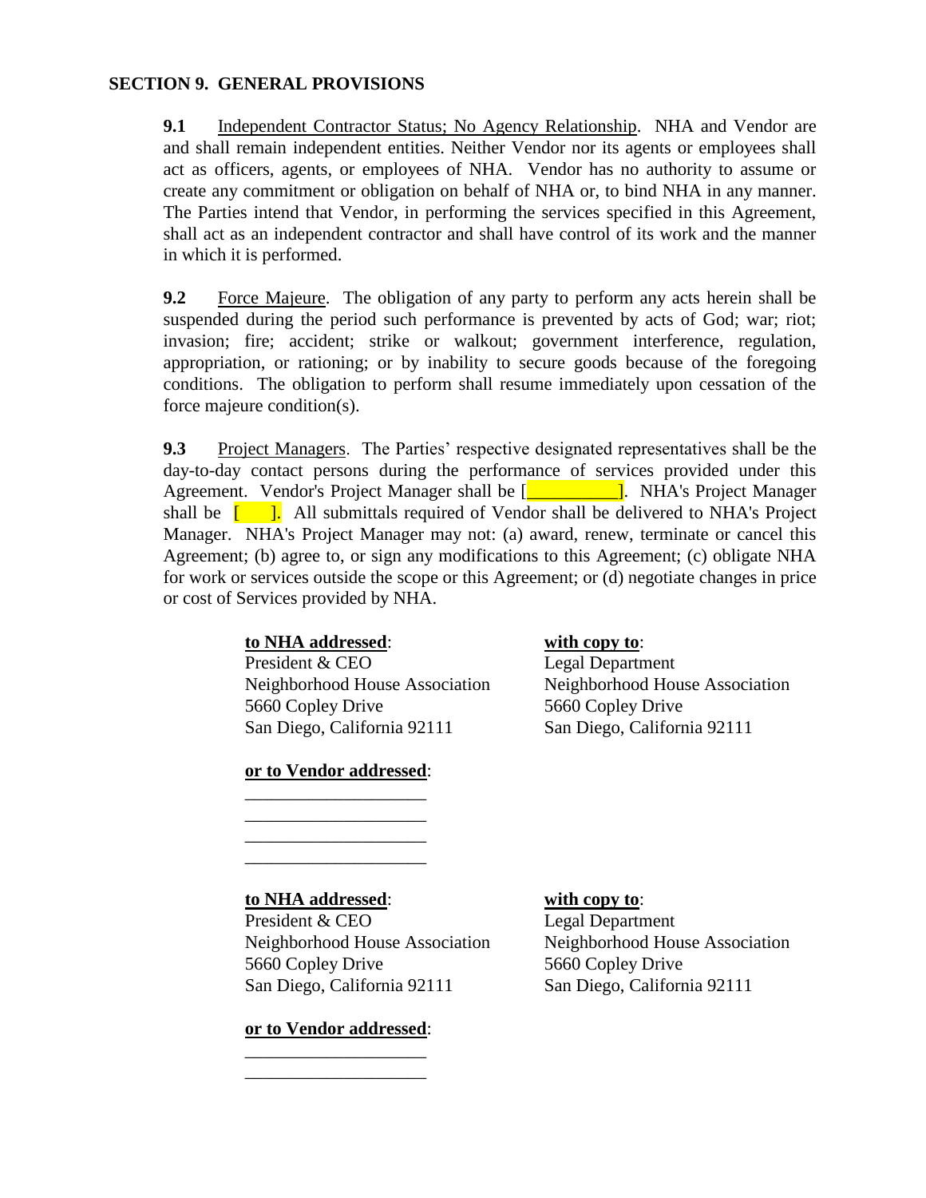**SECTION 9. GENERAL PROVISIONS**

**9.1** Independent Contractor Status; No Agency Relationship. NHA and Vendor are and shall remain independent entities. Neither Vendor nor its agents or employees shall act as officers, agents, or employees of NHA. Vendor has no authority to assume or create any commitment or obligation on behalf of NHA or, to bind NHA in any manner. The Parties intend that Vendor, in performing the services specified in this Agreement, shall act as an independent contractor and shall have control of its work and the manner in which it is performed.

**9.2** Force Majeure. The obligation of any party to perform any acts herein shall be suspended during the period such performance is prevented by acts of God; war; riot; invasion; fire; accident; strike or walkout; government interference, regulation, appropriation, or rationing; or by inability to secure goods because of the foregoing conditions. The obligation to perform shall resume immediately upon cessation of the force majeure condition(s).

**9.3** Project Managers. The Parties' respective designated representatives shall be the day-to-day contact persons during the performance of services provided under this Agreement. Vendor's Project Manager shall be [__________]. NHA's Project Manager shall be [ ]. All submittals required of Vendor shall be delivered to NHA's Project Manager. NHA's Project Manager may not: (a) award, renew, terminate or cancel this Agreement; (b) agree to, or sign any modifications to this Agreement; (c) obligate NHA for work or services outside the scope or this Agreement; or (d) negotiate changes in price or cost of Services provided by NHA.

**to NHA addressed**:
President & CEO
Neighborhood House Association
5660 Copley Drive
San Diego, California 92111

**with copy to**:
Legal Department
Neighborhood House Association
5660 Copley Drive
San Diego, California 92111

**or to Vendor addressed**:
____________________
____________________
____________________
____________________

**to NHA addressed**:
President & CEO
Neighborhood House Association
5660 Copley Drive
San Diego, California 92111

**with copy to**:
Legal Department
Neighborhood House Association
5660 Copley Drive
San Diego, California 92111

**or to Vendor addressed**:
____________________
____________________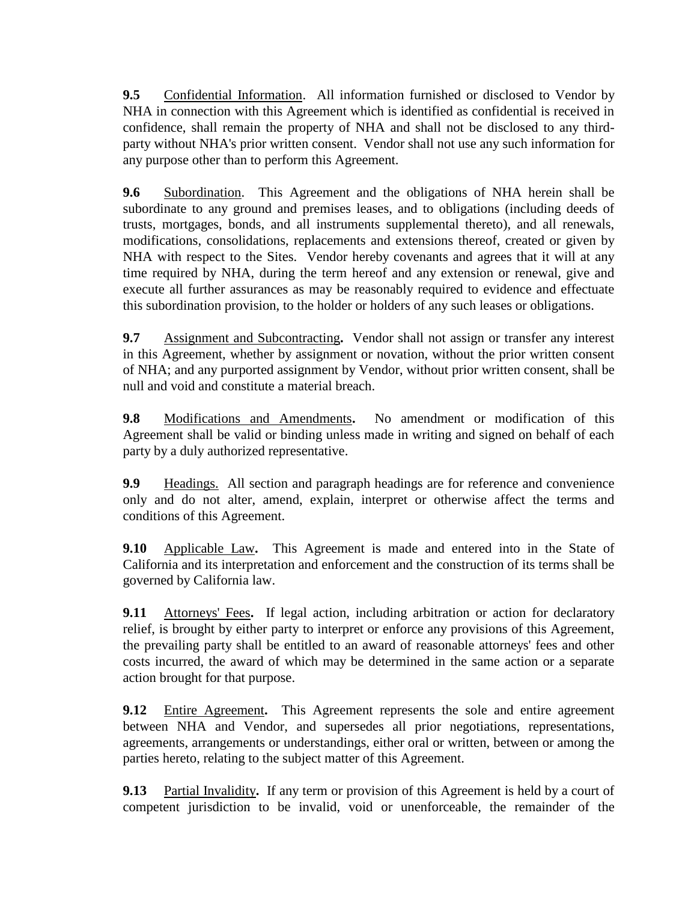**9.5** Confidential Information. All information furnished or disclosed to Vendor by NHA in connection with this Agreement which is identified as confidential is received in confidence, shall remain the property of NHA and shall not be disclosed to any third-party without NHA's prior written consent. Vendor shall not use any such information for any purpose other than to perform this Agreement.

**9.6** Subordination. This Agreement and the obligations of NHA herein shall be subordinate to any ground and premises leases, and to obligations (including deeds of trusts, mortgages, bonds, and all instruments supplemental thereto), and all renewals, modifications, consolidations, replacements and extensions thereof, created or given by NHA with respect to the Sites. Vendor hereby covenants and agrees that it will at any time required by NHA, during the term hereof and any extension or renewal, give and execute all further assurances as may be reasonably required to evidence and effectuate this subordination provision, to the holder or holders of any such leases or obligations.

**9.7** Assignment and Subcontracting**.** Vendor shall not assign or transfer any interest in this Agreement, whether by assignment or novation, without the prior written consent of NHA; and any purported assignment by Vendor, without prior written consent, shall be null and void and constitute a material breach.

**9.8** Modifications and Amendments**.** No amendment or modification of this Agreement shall be valid or binding unless made in writing and signed on behalf of each party by a duly authorized representative.

**9.9** Headings. All section and paragraph headings are for reference and convenience only and do not alter, amend, explain, interpret or otherwise affect the terms and conditions of this Agreement.

**9.10** Applicable Law**.** This Agreement is made and entered into in the State of California and its interpretation and enforcement and the construction of its terms shall be governed by California law.

**9.11** Attorneys' Fees**.** If legal action, including arbitration or action for declaratory relief, is brought by either party to interpret or enforce any provisions of this Agreement, the prevailing party shall be entitled to an award of reasonable attorneys' fees and other costs incurred, the award of which may be determined in the same action or a separate action brought for that purpose.

**9.12** Entire Agreement**.** This Agreement represents the sole and entire agreement between NHA and Vendor, and supersedes all prior negotiations, representations, agreements, arrangements or understandings, either oral or written, between or among the parties hereto, relating to the subject matter of this Agreement.

**9.13** Partial Invalidity**.** If any term or provision of this Agreement is held by a court of competent jurisdiction to be invalid, void or unenforceable, the remainder of the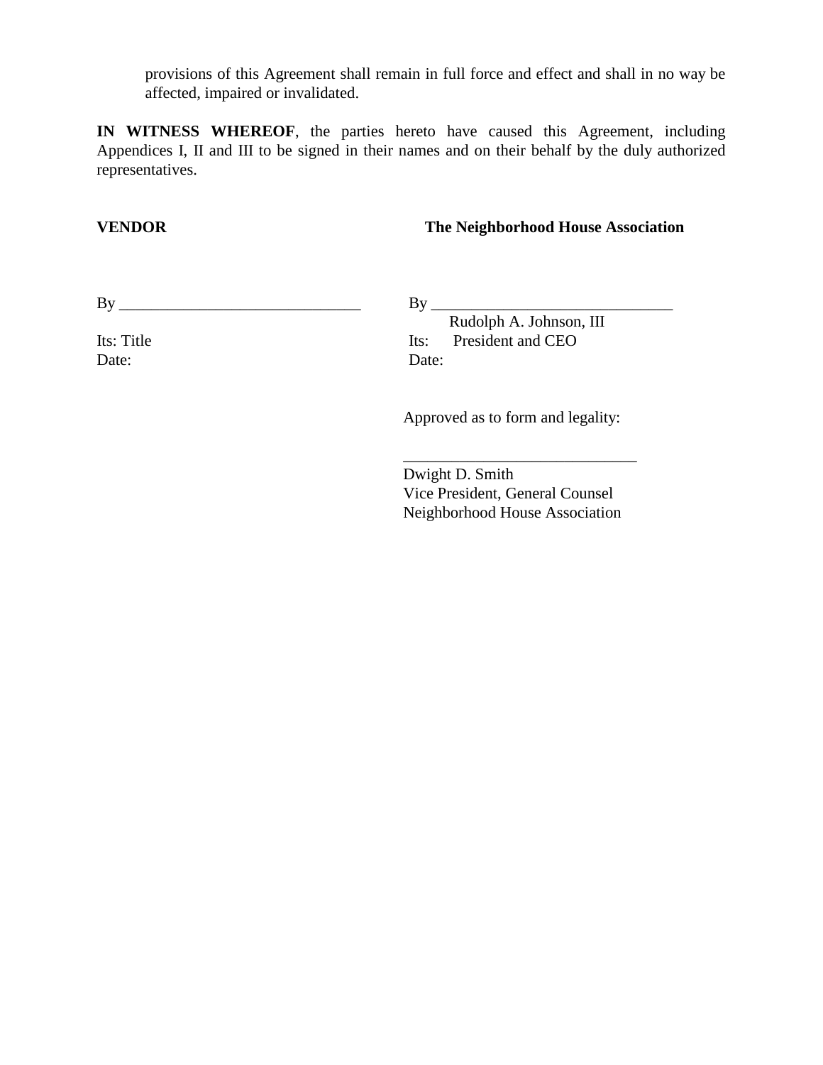provisions of this Agreement shall remain in full force and effect and shall in no way be affected, impaired or invalidated.

**IN WITNESS WHEREOF**, the parties hereto have caused this Agreement, including Appendices I, II and III to be signed in their names and on their behalf by the duly authorized representatives.

**VENDOR**

By ______________________________

Its: Title

Date:

**The Neighborhood House Association**

By ______________________________

Rudolph A. Johnson, III

Its: President and CEO

Date:

Approved as to form and legality:

______________________________

Dwight D. Smith

Vice President, General Counsel

Neighborhood House Association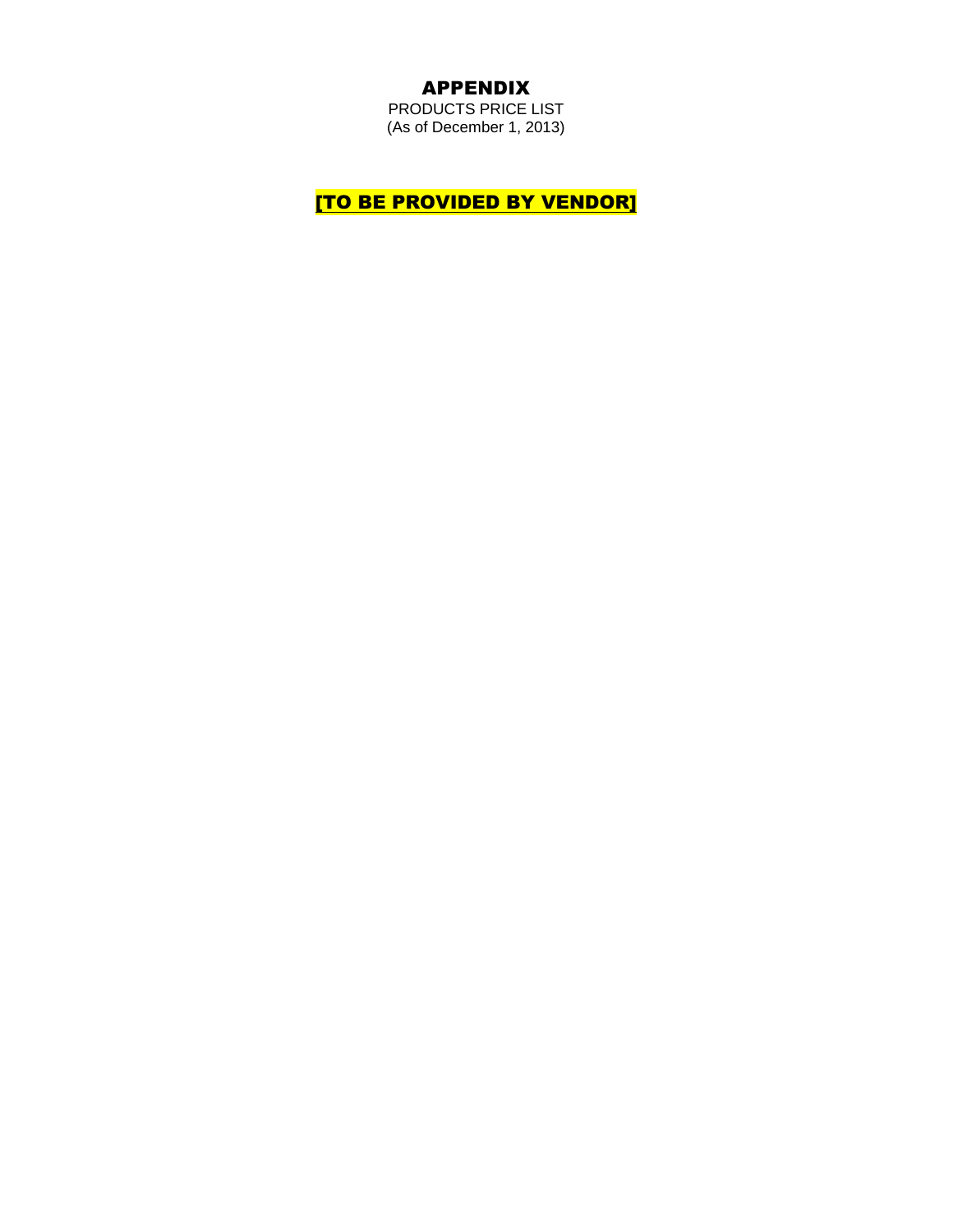# APPENDIX

PRODUCTS PRICE LIST
(As of December 1, 2013)

**[TO BE PROVIDED BY VENDOR]**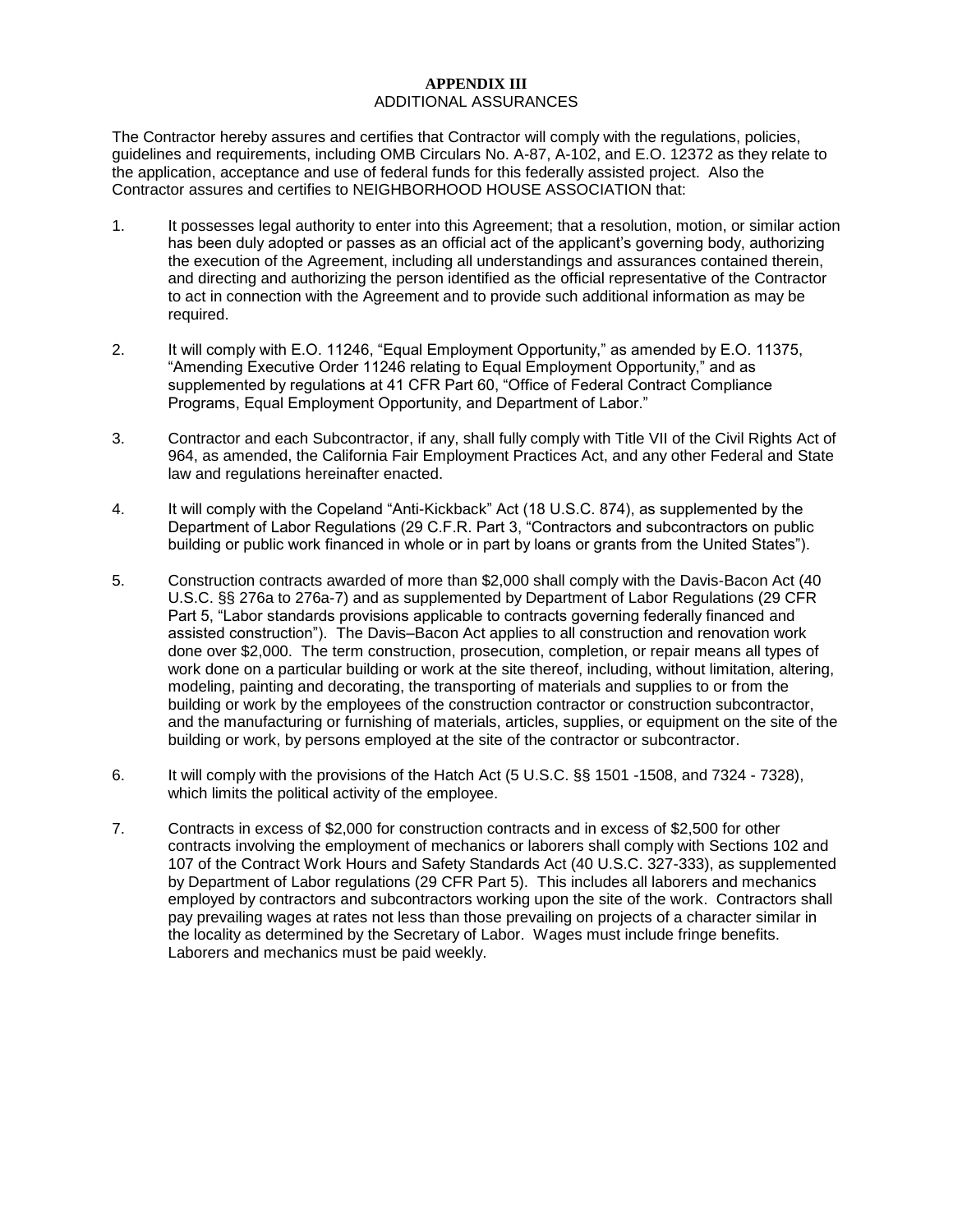# APPENDIX III
## ADDITIONAL ASSURANCES

The Contractor hereby assures and certifies that Contractor will comply with the regulations, policies, guidelines and requirements, including OMB Circulars No. A-87, A-102, and E.O. 12372 as they relate to the application, acceptance and use of federal funds for this federally assisted project. Also the Contractor assures and certifies to NEIGHBORHOOD HOUSE ASSOCIATION that:

1. It possesses legal authority to enter into this Agreement; that a resolution, motion, or similar action has been duly adopted or passes as an official act of the applicant's governing body, authorizing the execution of the Agreement, including all understandings and assurances contained therein, and directing and authorizing the person identified as the official representative of the Contractor to act in connection with the Agreement and to provide such additional information as may be required.

2. It will comply with E.O. 11246, "Equal Employment Opportunity," as amended by E.O. 11375, "Amending Executive Order 11246 relating to Equal Employment Opportunity," and as supplemented by regulations at 41 CFR Part 60, "Office of Federal Contract Compliance Programs, Equal Employment Opportunity, and Department of Labor."

3. Contractor and each Subcontractor, if any, shall fully comply with Title VII of the Civil Rights Act of 964, as amended, the California Fair Employment Practices Act, and any other Federal and State law and regulations hereinafter enacted.

4. It will comply with the Copeland "Anti-Kickback" Act (18 U.S.C. 874), as supplemented by the Department of Labor Regulations (29 C.F.R. Part 3, "Contractors and subcontractors on public building or public work financed in whole or in part by loans or grants from the United States").

5. Construction contracts awarded of more than $2,000 shall comply with the Davis-Bacon Act (40 U.S.C. §§ 276a to 276a-7) and as supplemented by Department of Labor Regulations (29 CFR Part 5, "Labor standards provisions applicable to contracts governing federally financed and assisted construction"). The Davis–Bacon Act applies to all construction and renovation work done over $2,000. The term construction, prosecution, completion, or repair means all types of work done on a particular building or work at the site thereof, including, without limitation, altering, modeling, painting and decorating, the transporting of materials and supplies to or from the building or work by the employees of the construction contractor or construction subcontractor, and the manufacturing or furnishing of materials, articles, supplies, or equipment on the site of the building or work, by persons employed at the site of the contractor or subcontractor.

6. It will comply with the provisions of the Hatch Act (5 U.S.C. §§ 1501 -1508, and 7324 - 7328), which limits the political activity of the employee.

7. Contracts in excess of $2,000 for construction contracts and in excess of $2,500 for other contracts involving the employment of mechanics or laborers shall comply with Sections 102 and 107 of the Contract Work Hours and Safety Standards Act (40 U.S.C. 327-333), as supplemented by Department of Labor regulations (29 CFR Part 5). This includes all laborers and mechanics employed by contractors and subcontractors working upon the site of the work. Contractors shall pay prevailing wages at rates not less than those prevailing on projects of a character similar in the locality as determined by the Secretary of Labor. Wages must include fringe benefits. Laborers and mechanics must be paid weekly.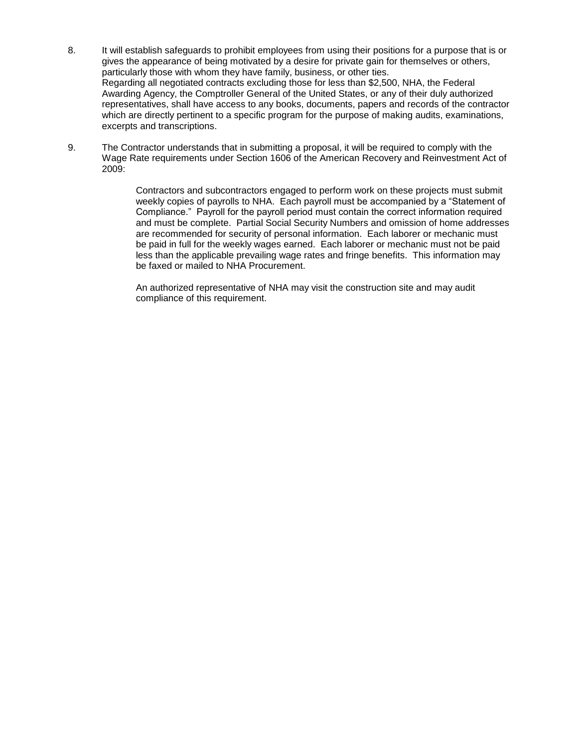8. It will establish safeguards to prohibit employees from using their positions for a purpose that is or gives the appearance of being motivated by a desire for private gain for themselves or others, particularly those with whom they have family, business, or other ties.
   Regarding all negotiated contracts excluding those for less than $2,500, NHA, the Federal Awarding Agency, the Comptroller General of the United States, or any of their duly authorized representatives, shall have access to any books, documents, papers and records of the contractor which are directly pertinent to a specific program for the purpose of making audits, examinations, excerpts and transcriptions.

9. The Contractor understands that in submitting a proposal, it will be required to comply with the Wage Rate requirements under Section 1606 of the American Recovery and Reinvestment Act of 2009:

   > Contractors and subcontractors engaged to perform work on these projects must submit weekly copies of payrolls to NHA. Each payroll must be accompanied by a "Statement of Compliance." Payroll for the payroll period must contain the correct information required and must be complete. Partial Social Security Numbers and omission of home addresses are recommended for security of personal information. Each laborer or mechanic must be paid in full for the weekly wages earned. Each laborer or mechanic must not be paid less than the applicable prevailing wage rates and fringe benefits. This information may be faxed or mailed to NHA Procurement.
   >
   > An authorized representative of NHA may visit the construction site and may audit compliance of this requirement.